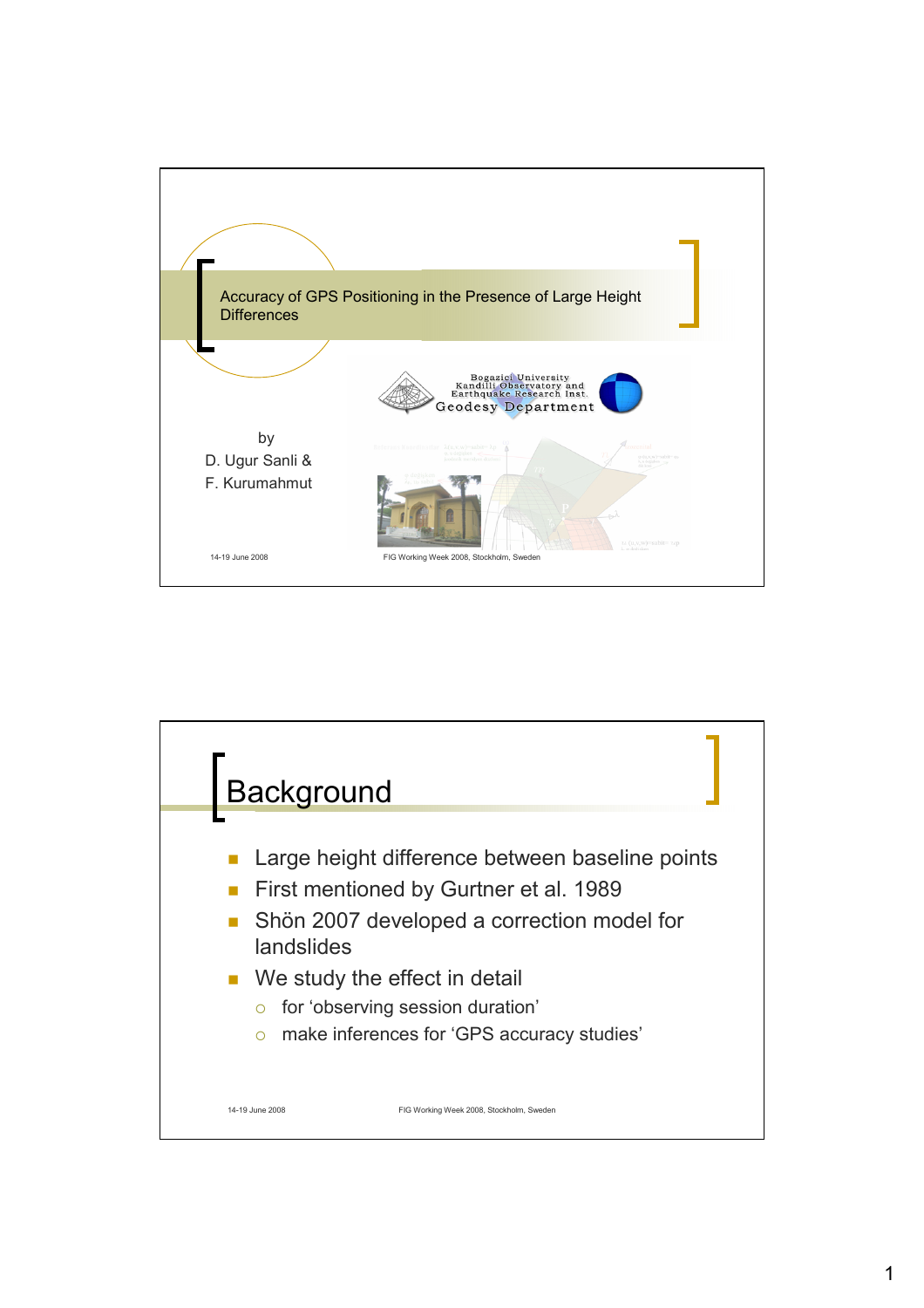# Accuracy of GPS Positioning in the Presence of Large Height Differences

Bogazici University
Kandilli Observatory and
Earthquake Research Inst.
Geodesy Department

by
D. Ugur Sanli &
F. Kurumahmut

14-19 June 2008 FIG Working Week 2008, Stockholm, Sweden

## Background

- Large height difference between baseline points
- First mentioned by Gurtner et al. 1989
- Shön 2007 developed a correction model for landslides
- We study the effect in detail
  - for 'observing session duration'
  - make inferences for 'GPS accuracy studies'

14-19 June 2008 FIG Working Week 2008, Stockholm, Sweden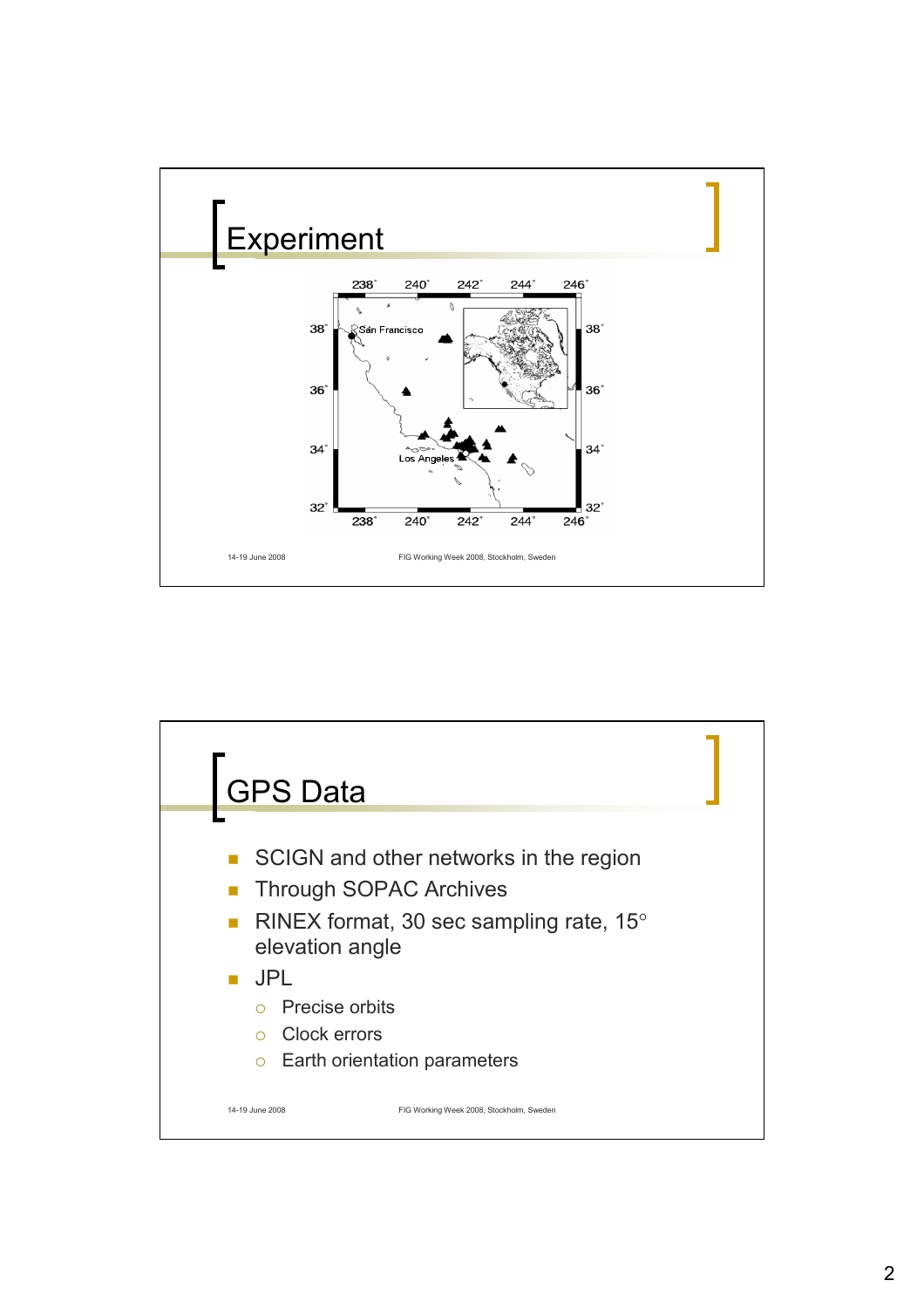# Experiment

# GPS Data

- SCIGN and other networks in the region
- Through SOPAC Archives
- RINEX format, 30 sec sampling rate, 15° elevation angle
- JPL
  - Precise orbits
  - Clock errors
  - Earth orientation parameters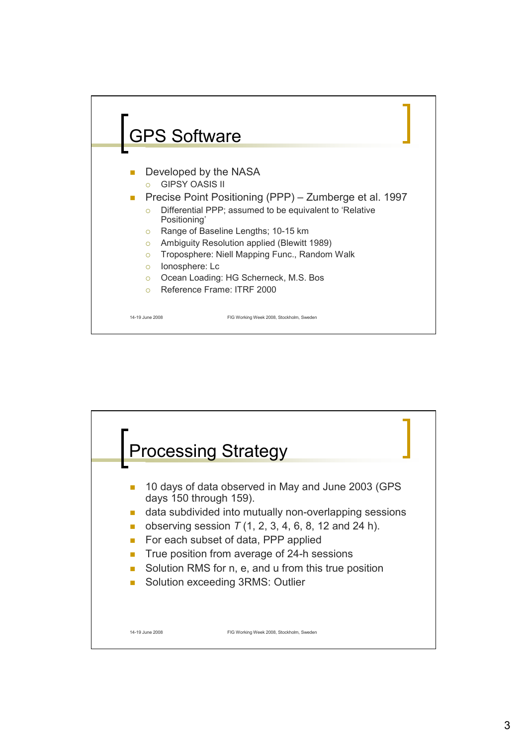## GPS Software

- Developed by the NASA
  - GIPSY OASIS II
- Precise Point Positioning (PPP) – Zumberge et al. 1997
  - Differential PPP; assumed to be equivalent to 'Relative Positioning'
  - Range of Baseline Lengths; 10-15 km
  - Ambiguity Resolution applied (Blewitt 1989)
  - Troposphere: Niell Mapping Func., Random Walk
  - Ionosphere: Lc
  - Ocean Loading: HG Scherneck, M.S. Bos
  - Reference Frame: ITRF 2000

## Processing Strategy

- 10 days of data observed in May and June 2003 (GPS days 150 through 159).
- data subdivided into mutually non-overlapping sessions
- observing session $T$ (1, 2, 3, 4, 6, 8, 12 and 24 h).
- For each subset of data, PPP applied
- True position from average of 24-h sessions
- Solution RMS for n, e, and u from this true position
- Solution exceeding 3RMS: Outlier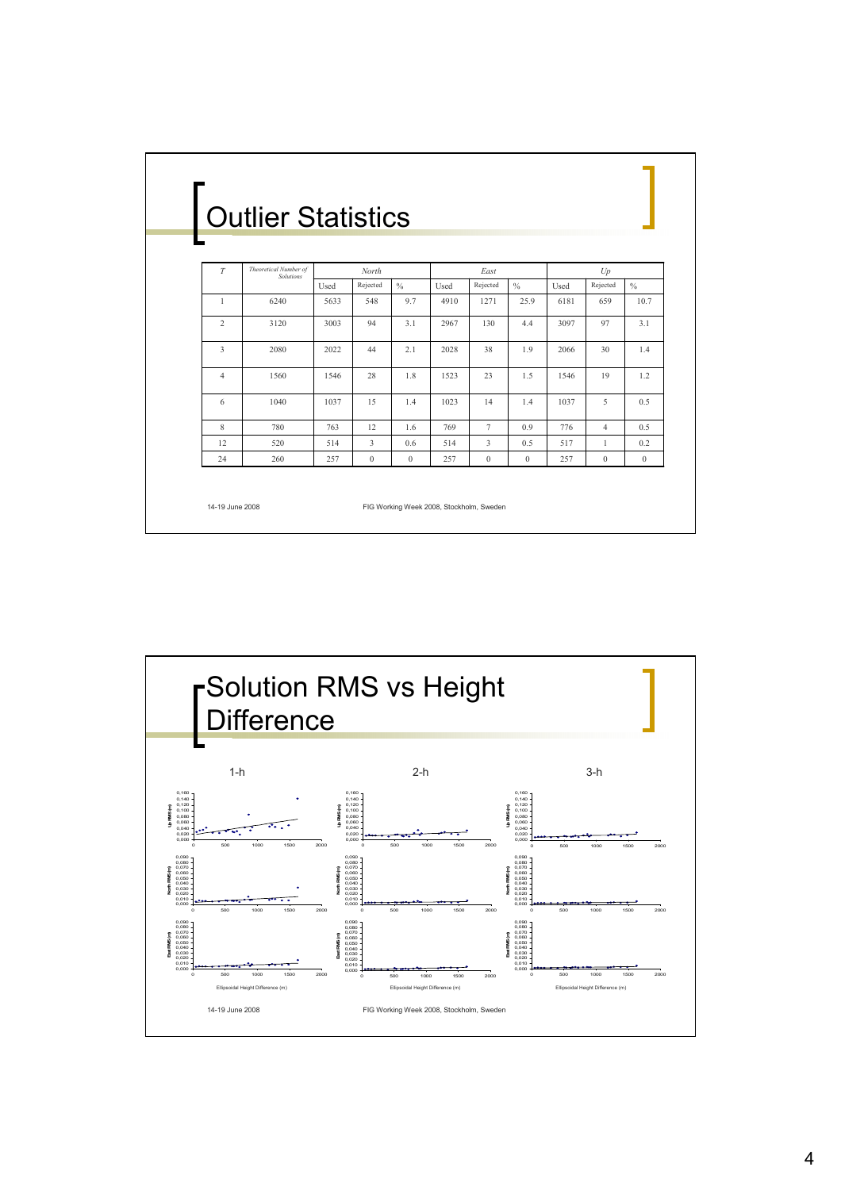# Outlier Statistics

| *T* | *Theoretical Number of Solutions* | *North* | | | *East* | | | *Up* | | |
|---|---|---|---|---|---|---|---|---|---|---|
| | | Used | Rejected | % | Used | Rejected | % | Used | Rejected | % |
| 1 | 6240 | 5633 | 548 | 9.7 | 4910 | 1271 | 25.9 | 6181 | 659 | 10.7 |
| 2 | 3120 | 3003 | 94 | 3.1 | 2967 | 130 | 4.4 | 3097 | 97 | 3.1 |
| 3 | 2080 | 2022 | 44 | 2.1 | 2028 | 38 | 1.9 | 2066 | 30 | 1.4 |
| 4 | 1560 | 1546 | 28 | 1.8 | 1523 | 23 | 1.5 | 1546 | 19 | 1.2 |
| 6 | 1040 | 1037 | 15 | 1.4 | 1023 | 14 | 1.4 | 1037 | 5 | 0.5 |
| 8 | 780 | 763 | 12 | 1.6 | 769 | 7 | 0.9 | 776 | 4 | 0.5 |
| 12 | 520 | 514 | 3 | 0.6 | 514 | 3 | 0.5 | 517 | 1 | 0.2 |
| 24 | 260 | 257 | 0 | 0 | 257 | 0 | 0 | 257 | 0 | 0 |

# Solution RMS vs Height Difference

1-h &nbsp;&nbsp;&nbsp;&nbsp; 2-h &nbsp;&nbsp;&nbsp;&nbsp; 3-h

Ellipsoidal Height Difference (m)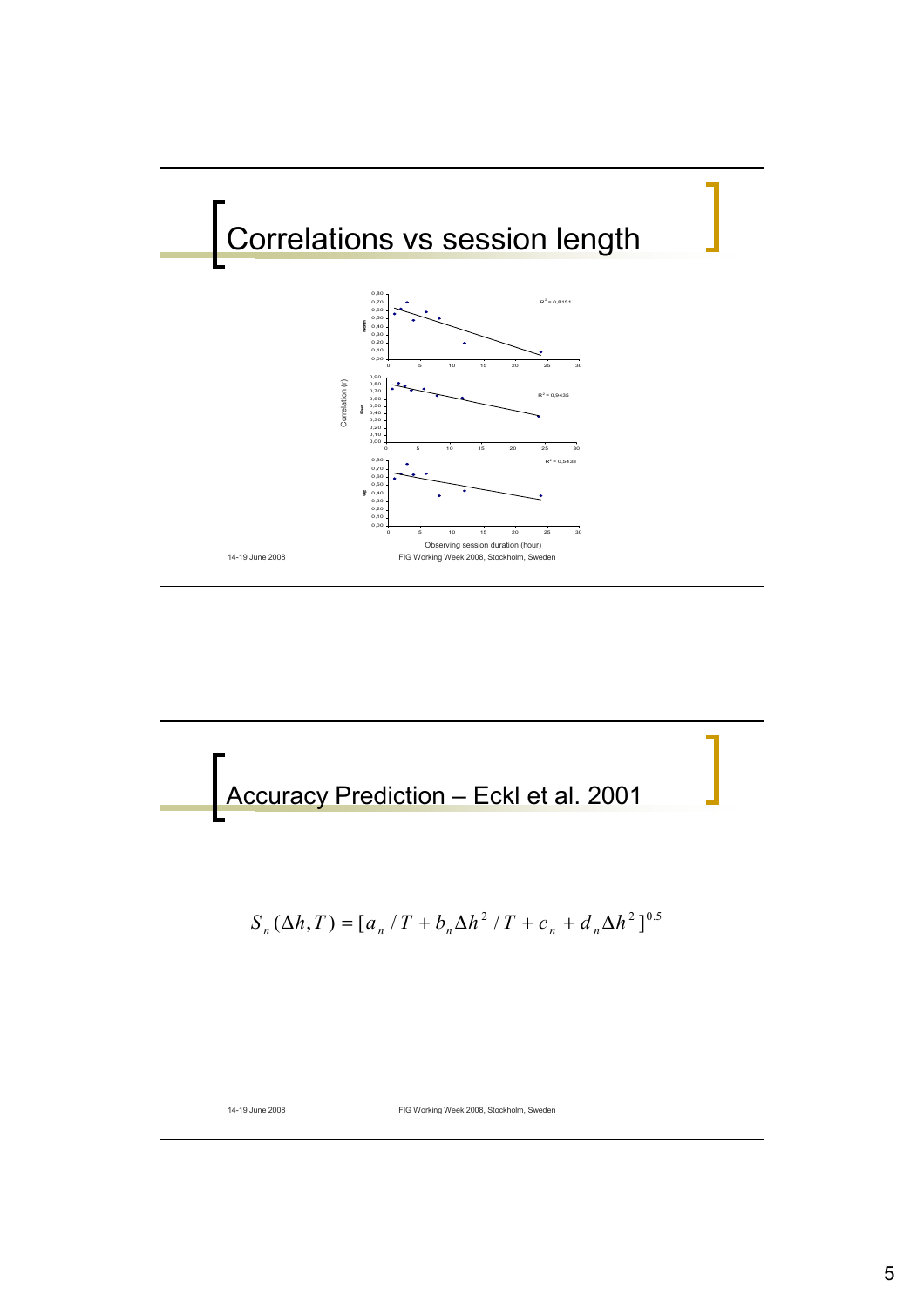# Correlations vs session length

Correlation (r)

North — $R^2 = 0,8151$

East — $R^2 = 0,9435$

Up — $R^2 = 0,5438$

Observing session duration (hour)

14-19 June 2008 FIG Working Week 2008, Stockholm, Sweden

# Accuracy Prediction – Eckl et al. 2001

$$S_n(\Delta h, T) = [a_n / T + b_n \Delta h^2 / T + c_n + d_n \Delta h^2]^{0.5}$$

14-19 June 2008 FIG Working Week 2008, Stockholm, Sweden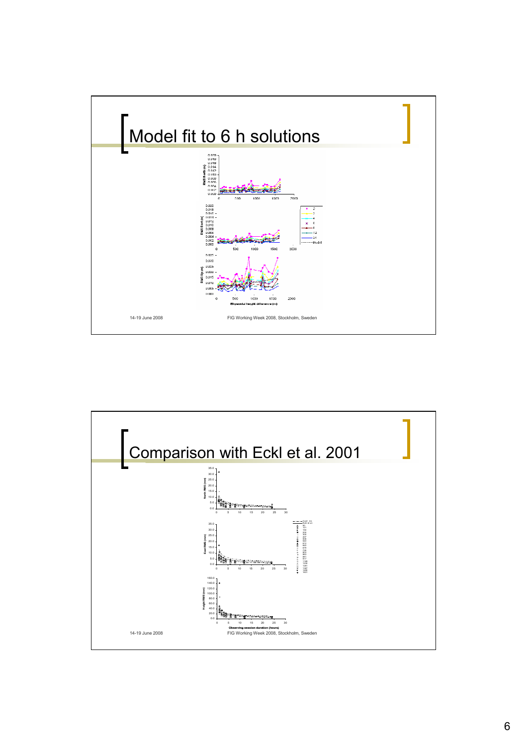# Model fit to 6 h solutions

# Comparison with Eckl et al. 2001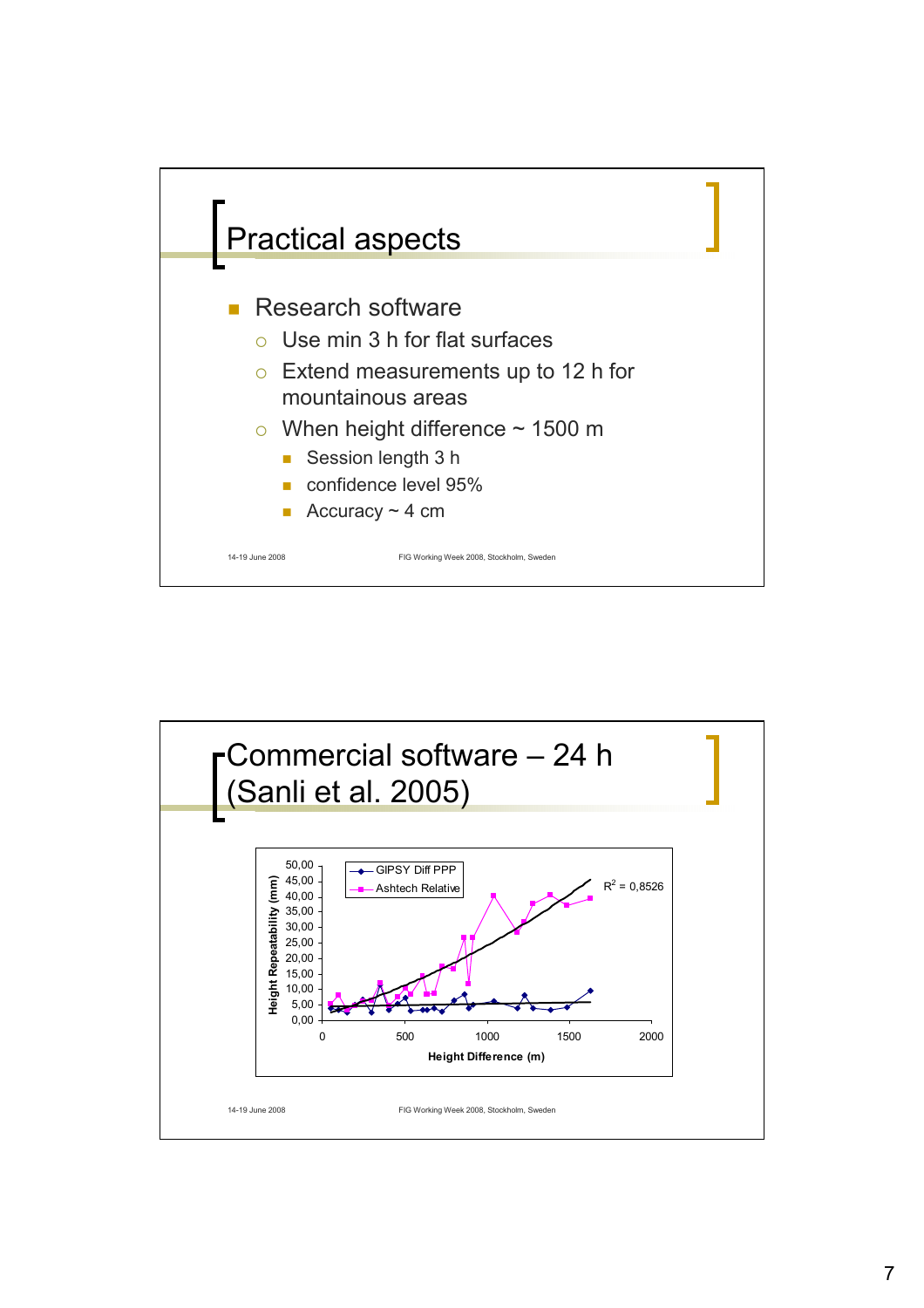# Practical aspects

- Research software
  - Use min 3 h for flat surfaces
  - Extend measurements up to 12 h for mountainous areas
  - When height difference ~ 1500 m
    - Session length 3 h
    - confidence level 95%
    - Accuracy ~ 4 cm

# Commercial software – 24 h (Sanli et al. 2005)

Height Repeatability (mm) vs. Height Difference (m)

Legend: GIPSY Diff PPP; Ashtech Relative

$R^2$ = 0,8526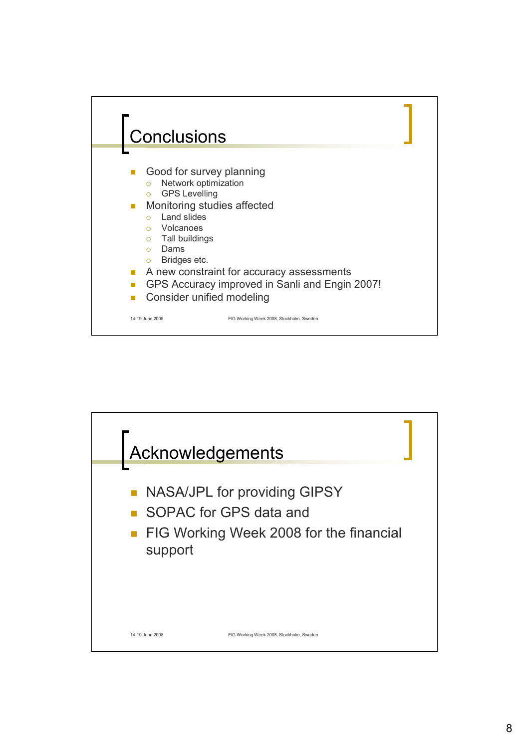## Conclusions

- Good for survey planning
  - Network optimization
  - GPS Levelling
- Monitoring studies affected
  - Land slides
  - Volcanoes
  - Tall buildings
  - Dams
  - Bridges etc.
- A new constraint for accuracy assessments
- GPS Accuracy improved in Sanli and Engin 2007!
- Consider unified modeling

## Acknowledgements

- NASA/JPL for providing GIPSY
- SOPAC for GPS data and
- FIG Working Week 2008 for the financial support